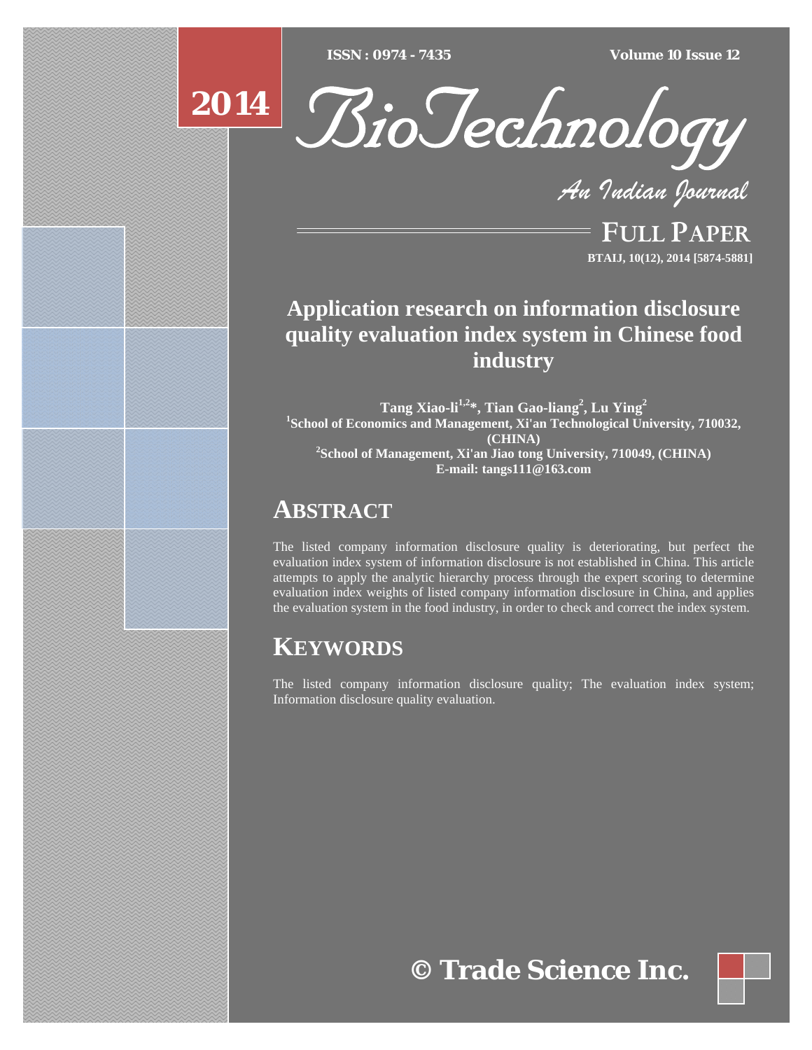# Application research on information disclosure quality evaluation index system in Chinese food industry

**Tang Xiao-li[1,2]*, Tian Gao-liang[2], Lu Ying[2]**

[1]**School of Economics and Management, Xi'an Technological University, 710032, (CHINA)**

[2]**School of Management, Xi'an Jiao tong University, 710049, (CHINA)**

**E-mail: tangs111@163.com**

## ABSTRACT

The listed company information disclosure quality is deteriorating, but perfect the evaluation index system of information disclosure is not established in China. This article attempts to apply the analytic hierarchy process through the expert scoring to determine evaluation index weights of listed company information disclosure in China, and applies the evaluation system in the food industry, in order to check and correct the index system.

## KEYWORDS

The listed company information disclosure quality; The evaluation index system; Information disclosure quality evaluation.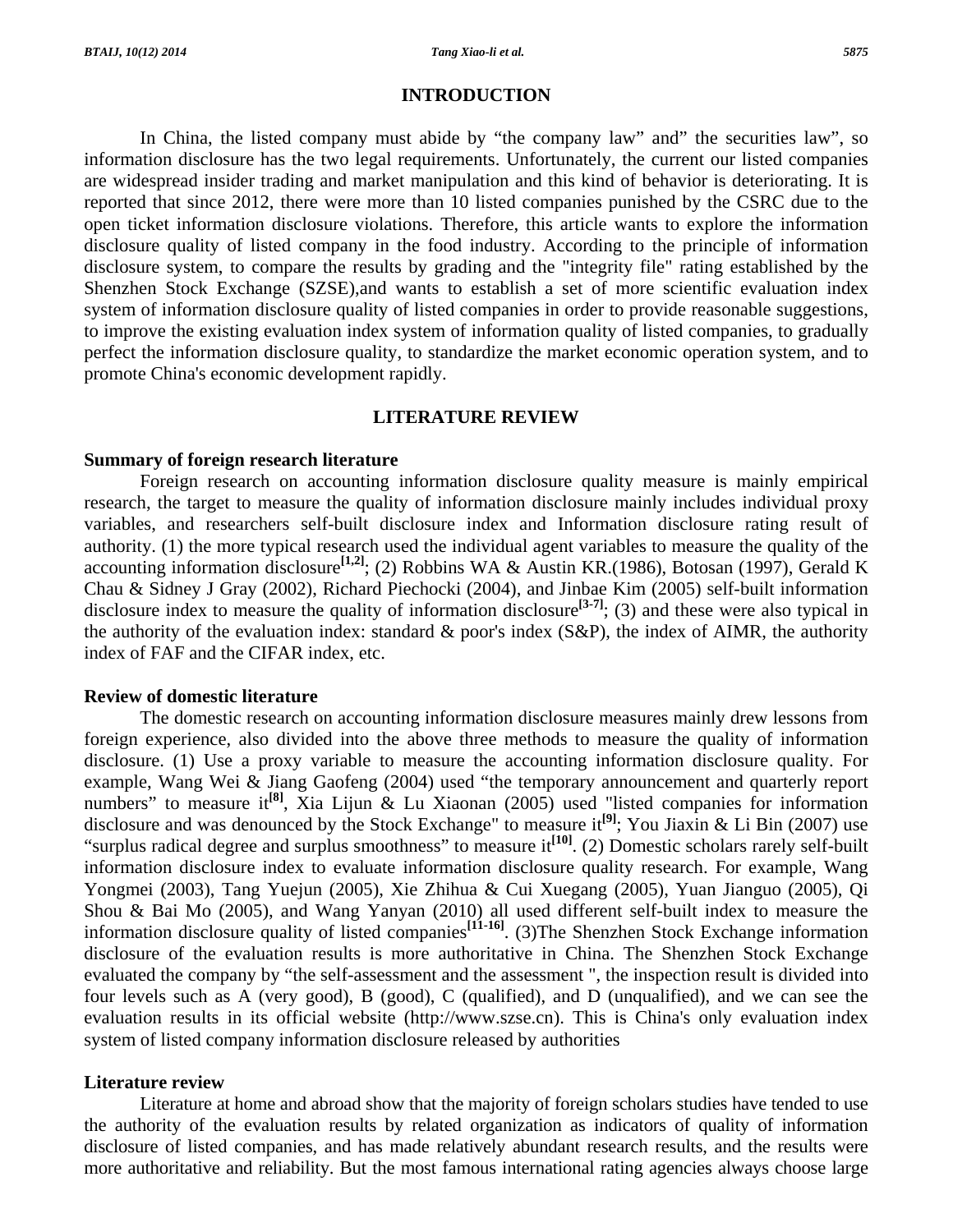## INTRODUCTION

In China, the listed company must abide by "the company law" and" the securities law", so information disclosure has the two legal requirements. Unfortunately, the current our listed companies are widespread insider trading and market manipulation and this kind of behavior is deteriorating. It is reported that since 2012, there were more than 10 listed companies punished by the CSRC due to the open ticket information disclosure violations. Therefore, this article wants to explore the information disclosure quality of listed company in the food industry. According to the principle of information disclosure system, to compare the results by grading and the "integrity file" rating established by the Shenzhen Stock Exchange (SZSE),and wants to establish a set of more scientific evaluation index system of information disclosure quality of listed companies in order to provide reasonable suggestions, to improve the existing evaluation index system of information quality of listed companies, to gradually perfect the information disclosure quality, to standardize the market economic operation system, and to promote China's economic development rapidly.

## LITERATURE REVIEW

### Summary of foreign research literature

Foreign research on accounting information disclosure quality measure is mainly empirical research, the target to measure the quality of information disclosure mainly includes individual proxy variables, and researchers self-built disclosure index and Information disclosure rating result of authority. (1) the more typical research used the individual agent variables to measure the quality of the accounting information disclosure[1,2]; (2) Robbins WA & Austin KR.(1986), Botosan (1997), Gerald K Chau & Sidney J Gray (2002), Richard Piechocki (2004), and Jinbae Kim (2005) self-built information disclosure index to measure the quality of information disclosure[3-7]; (3) and these were also typical in the authority of the evaluation index: standard & poor's index (S&P), the index of AIMR, the authority index of FAF and the CIFAR index, etc.

### Review of domestic literature

The domestic research on accounting information disclosure measures mainly drew lessons from foreign experience, also divided into the above three methods to measure the quality of information disclosure. (1) Use a proxy variable to measure the accounting information disclosure quality. For example, Wang Wei & Jiang Gaofeng (2004) used "the temporary announcement and quarterly report numbers" to measure it[8], Xia Lijun & Lu Xiaonan (2005) used "listed companies for information disclosure and was denounced by the Stock Exchange" to measure it[9]; You Jiaxin & Li Bin (2007) use "surplus radical degree and surplus smoothness" to measure it[10]. (2) Domestic scholars rarely self-built information disclosure index to evaluate information disclosure quality research. For example, Wang Yongmei (2003), Tang Yuejun (2005), Xie Zhihua & Cui Xuegang (2005), Yuan Jianguo (2005), Qi Shou & Bai Mo (2005), and Wang Yanyan (2010) all used different self-built index to measure the information disclosure quality of listed companies[11-16]. (3)The Shenzhen Stock Exchange information disclosure of the evaluation results is more authoritative in China. The Shenzhen Stock Exchange evaluated the company by "the self-assessment and the assessment ", the inspection result is divided into four levels such as A (very good), B (good), C (qualified), and D (unqualified), and we can see the evaluation results in its official website (http://www.szse.cn). This is China's only evaluation index system of listed company information disclosure released by authorities

### Literature review

Literature at home and abroad show that the majority of foreign scholars studies have tended to use the authority of the evaluation results by related organization as indicators of quality of information disclosure of listed companies, and has made relatively abundant research results, and the results were more authoritative and reliability. But the most famous international rating agencies always choose large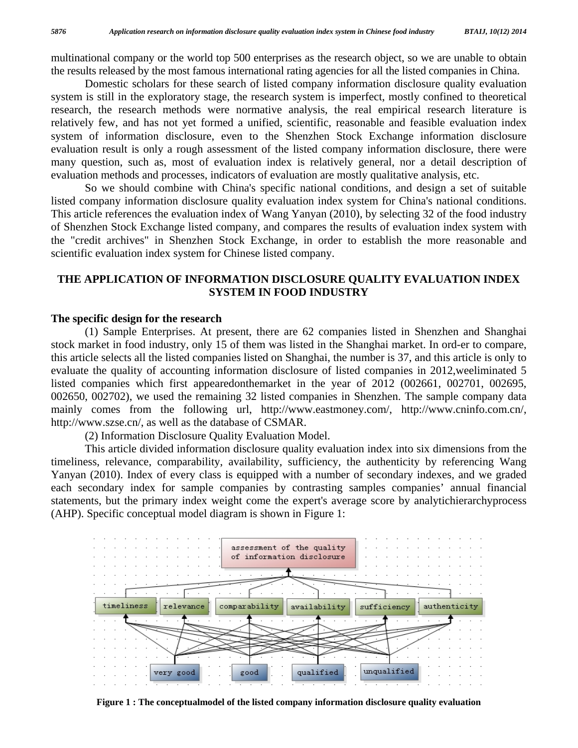multinational company or the world top 500 enterprises as the research object, so we are unable to obtain the results released by the most famous international rating agencies for all the listed companies in China.

Domestic scholars for these search of listed company information disclosure quality evaluation system is still in the exploratory stage, the research system is imperfect, mostly confined to theoretical research, the research methods were normative analysis, the real empirical research literature is relatively few, and has not yet formed a unified, scientific, reasonable and feasible evaluation index system of information disclosure, even to the Shenzhen Stock Exchange information disclosure evaluation result is only a rough assessment of the listed company information disclosure, there were many question, such as, most of evaluation index is relatively general, nor a detail description of evaluation methods and processes, indicators of evaluation are mostly qualitative analysis, etc.

So we should combine with China's specific national conditions, and design a set of suitable listed company information disclosure quality evaluation index system for China's national conditions. This article references the evaluation index of Wang Yanyan (2010), by selecting 32 of the food industry of Shenzhen Stock Exchange listed company, and compares the results of evaluation index system with the "credit archives" in Shenzhen Stock Exchange, in order to establish the more reasonable and scientific evaluation index system for Chinese listed company.

## THE APPLICATION OF INFORMATION DISCLOSURE QUALITY EVALUATION INDEX SYSTEM IN FOOD INDUSTRY

### The specific design for the research

(1) Sample Enterprises. At present, there are 62 companies listed in Shenzhen and Shanghai stock market in food industry, only 15 of them was listed in the Shanghai market. In ord-er to compare, this article selects all the listed companies listed on Shanghai, the number is 37, and this article is only to evaluate the quality of accounting information disclosure of listed companies in 2012,weeliminated 5 listed companies which first appearedonthemarket in the year of 2012 (002661, 002701, 002695, 002650, 002702), we used the remaining 32 listed companies in Shenzhen. The sample company data mainly comes from the following url, http://www.eastmoney.com/, http://www.cninfo.com.cn/, http://www.szse.cn/, as well as the database of CSMAR.

(2) Information Disclosure Quality Evaluation Model.

This article divided information disclosure quality evaluation index into six dimensions from the timeliness, relevance, comparability, availability, sufficiency, the authenticity by referencing Wang Yanyan (2010). Index of every class is equipped with a number of secondary indexes, and we graded each secondary index for sample companies by contrasting samples companies' annual financial statements, but the primary index weight come the expert's average score by analytichierarchyprocess (AHP). Specific conceptual model diagram is shown in Figure 1:

**Figure 1 : The conceptualmodel of the listed company information disclosure quality evaluation**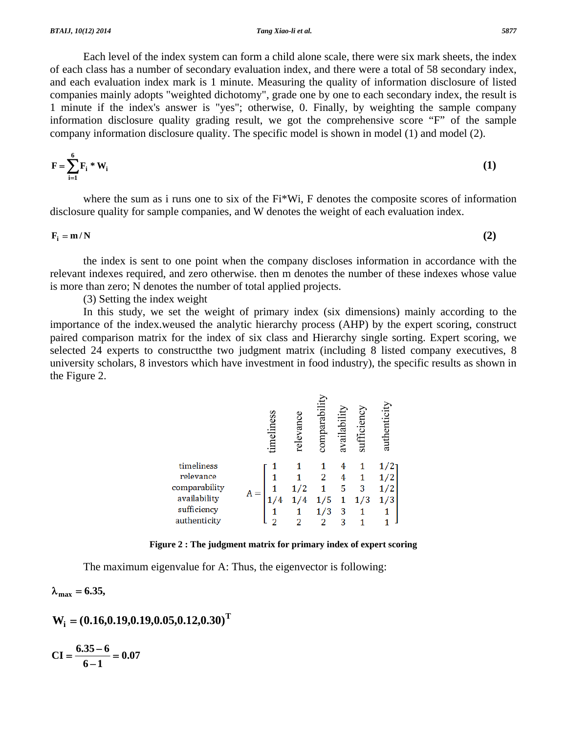Each level of the index system can form a child alone scale, there were six mark sheets, the index of each class has a number of secondary evaluation index, and there were a total of 58 secondary index, and each evaluation index mark is 1 minute. Measuring the quality of information disclosure of listed companies mainly adopts "weighted dichotomy", grade one by one to each secondary index, the result is 1 minute if the index's answer is "yes"; otherwise, 0. Finally, by weighting the sample company information disclosure quality grading result, we got the comprehensive score “F” of the sample company information disclosure quality. The specific model is shown in model (1) and model (2).

$$\mathbf{F} = \sum_{i=1}^{6} \mathbf{F_i * W_i} \tag{1}$$

where the sum as i runs one to six of the Fi*Wi, F denotes the composite scores of information disclosure quality for sample companies, and W denotes the weight of each evaluation index.

$$\mathbf{F_i = m / N} \tag{2}$$

the index is sent to one point when the company discloses information in accordance with the relevant indexes required, and zero otherwise. then m denotes the number of these indexes whose value is more than zero; N denotes the number of total applied projects.

(3) Setting the index weight

In this study, we set the weight of primary index (six dimensions) mainly according to the importance of the index.weused the analytic hierarchy process (AHP) by the expert scoring, construct paired comparison matrix for the index of six class and Hierarchy single sorting. Expert scoring, we selected 24 experts to constructthe two judgment matrix (including 8 listed company executives, 8 university scholars, 8 investors which have investment in food industry), the specific results as shown in the Figure 2.

| | timeliness | relevance | comparability | availability | sufficiency | authenticity |
|---|---|---|---|---|---|---|
| timeliness | 1 | 1 | 1 | 4 | 1 | 1/2 |
| relevance | 1 | 1 | 2 | 4 | 1 | 1/2 |
| comparability | 1 | 1/2 | 1 | 5 | 3 | 1/2 |
| availability | 1/4 | 1/4 | 1/5 | 1 | 1/3 | 1/3 |
| sufficiency | 1 | 1 | 1/3 | 3 | 1 | 1 |
| authenticity | 2 | 2 | 2 | 3 | 1 | 1 |

$$A = \begin{bmatrix} 1 & 1 & 1 & 4 & 1 & 1/2 \\ 1 & 1 & 2 & 4 & 1 & 1/2 \\ 1 & 1/2 & 1 & 5 & 3 & 1/2 \\ 1/4 & 1/4 & 1/5 & 1 & 1/3 & 1/3 \\ 1 & 1 & 1/3 & 3 & 1 & 1 \\ 2 & 2 & 2 & 3 & 1 & 1 \end{bmatrix}$$

**Figure 2 : The judgment matrix for primary index of expert scoring**

The maximum eigenvalue for A: Thus, the eigenvector is following:

$$\lambda_{max} = 6.35,$$

$$W_i = (0.16, 0.19, 0.19, 0.05, 0.12, 0.30)^T$$

$$CI = \frac{6.35 - 6}{6 - 1} = 0.07$$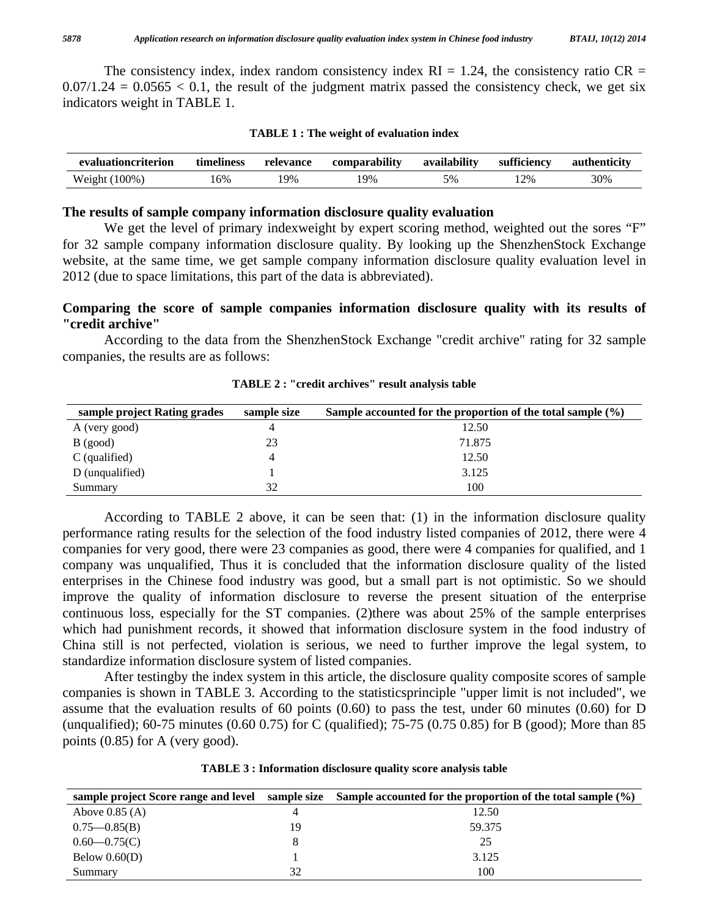The consistency index, index random consistency index RI = 1.24, the consistency ratio CR = 0.07/1.24 = 0.0565 < 0.1, the result of the judgment matrix passed the consistency check, we get six indicators weight in TABLE 1.

**TABLE 1 : The weight of evaluation index**

| evaluationcriterion | timeliness | relevance | comparability | availability | sufficiency | authenticity |
|---|---|---|---|---|---|---|
| Weight (100%) | 16% | 19% | 19% | 5% | 12% | 30% |

## The results of sample company information disclosure quality evaluation

We get the level of primary indexweight by expert scoring method, weighted out the sores "F" for 32 sample company information disclosure quality. By looking up the ShenzhenStock Exchange website, at the same time, we get sample company information disclosure quality evaluation level in 2012 (due to space limitations, this part of the data is abbreviated).

## Comparing the score of sample companies information disclosure quality with its results of "credit archive"

According to the data from the ShenzhenStock Exchange "credit archive" rating for 32 sample companies, the results are as follows:

**TABLE 2 : "credit archives" result analysis table**

| sample project Rating grades | sample size | Sample accounted for the proportion of the total sample (%) |
|---|---|---|
| A (very good) | 4 | 12.50 |
| B (good) | 23 | 71.875 |
| C (qualified) | 4 | 12.50 |
| D (unqualified) | 1 | 3.125 |
| Summary | 32 | 100 |

According to TABLE 2 above, it can be seen that: (1) in the information disclosure quality performance rating results for the selection of the food industry listed companies of 2012, there were 4 companies for very good, there were 23 companies as good, there were 4 companies for qualified, and 1 company was unqualified, Thus it is concluded that the information disclosure quality of the listed enterprises in the Chinese food industry was good, but a small part is not optimistic. So we should improve the quality of information disclosure to reverse the present situation of the enterprise continuous loss, especially for the ST companies. (2)there was about 25% of the sample enterprises which had punishment records, it showed that information disclosure system in the food industry of China still is not perfected, violation is serious, we need to further improve the legal system, to standardize information disclosure system of listed companies.

After testingby the index system in this article, the disclosure quality composite scores of sample companies is shown in TABLE 3. According to the statisticsprinciple "upper limit is not included", we assume that the evaluation results of 60 points (0.60) to pass the test, under 60 minutes (0.60) for D (unqualified); 60-75 minutes (0.60 0.75) for C (qualified); 75-75 (0.75 0.85) for B (good); More than 85 points (0.85) for A (very good).

**TABLE 3 : Information disclosure quality score analysis table**

| sample project Score range and level | sample size | Sample accounted for the proportion of the total sample (%) |
|---|---|---|
| Above 0.85 (A) | 4 | 12.50 |
| 0.75—0.85(B) | 19 | 59.375 |
| 0.60—0.75(C) | 8 | 25 |
| Below 0.60(D) | 1 | 3.125 |
| Summary | 32 | 100 |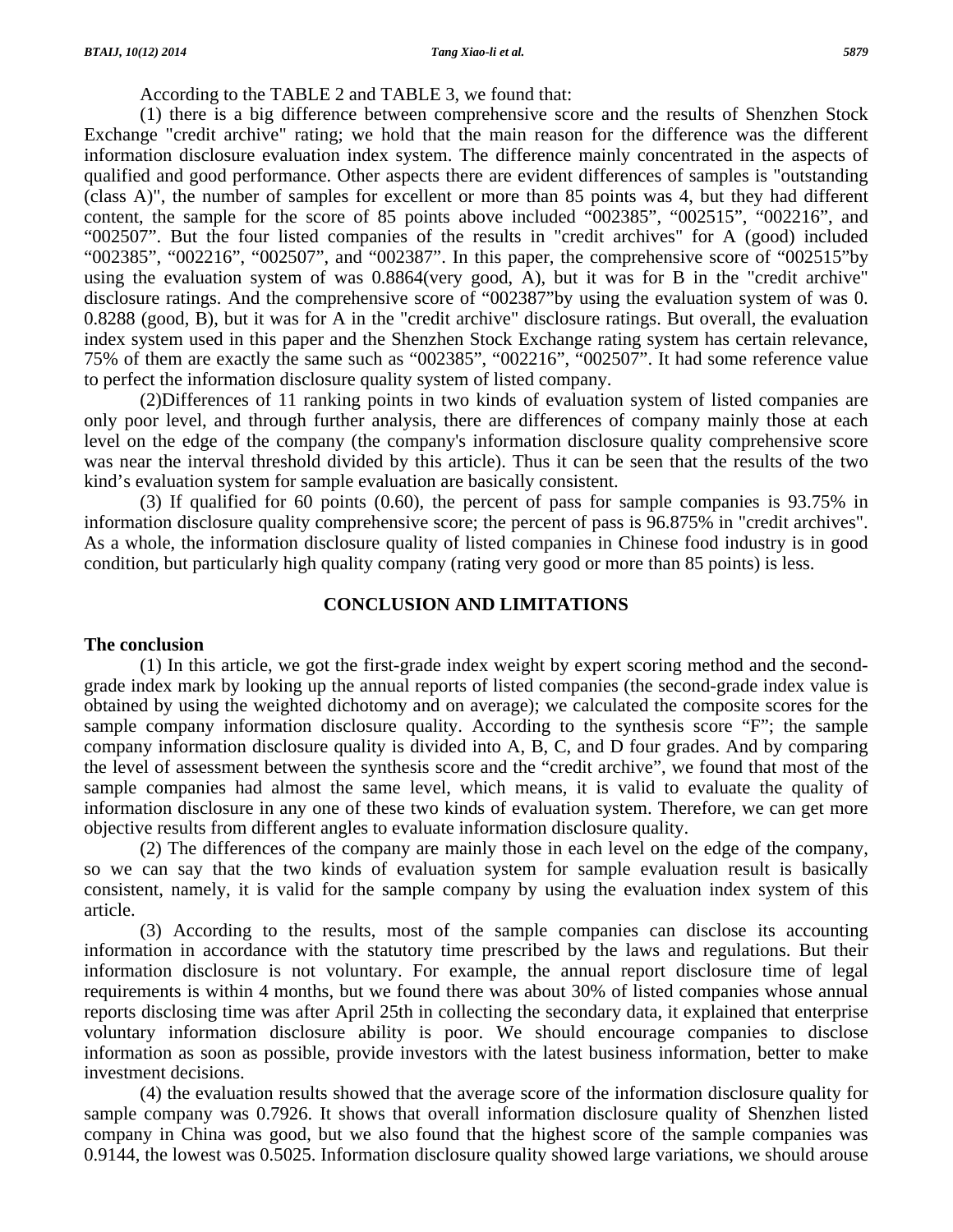According to the TABLE 2 and TABLE 3, we found that:

(1) there is a big difference between comprehensive score and the results of Shenzhen Stock Exchange "credit archive" rating; we hold that the main reason for the difference was the different information disclosure evaluation index system. The difference mainly concentrated in the aspects of qualified and good performance. Other aspects there are evident differences of samples is "outstanding (class A)", the number of samples for excellent or more than 85 points was 4, but they had different content, the sample for the score of 85 points above included "002385", "002515", "002216", and "002507". But the four listed companies of the results in "credit archives" for A (good) included "002385", "002216", "002507", and "002387". In this paper, the comprehensive score of "002515"by using the evaluation system of was 0.8864(very good, A), but it was for B in the "credit archive" disclosure ratings. And the comprehensive score of "002387"by using the evaluation system of was 0. 0.8288 (good, B), but it was for A in the "credit archive" disclosure ratings. But overall, the evaluation index system used in this paper and the Shenzhen Stock Exchange rating system has certain relevance, 75% of them are exactly the same such as "002385", "002216", "002507". It had some reference value to perfect the information disclosure quality system of listed company.

(2)Differences of 11 ranking points in two kinds of evaluation system of listed companies are only poor level, and through further analysis, there are differences of company mainly those at each level on the edge of the company (the company's information disclosure quality comprehensive score was near the interval threshold divided by this article). Thus it can be seen that the results of the two kind's evaluation system for sample evaluation are basically consistent.

(3) If qualified for 60 points (0.60), the percent of pass for sample companies is 93.75% in information disclosure quality comprehensive score; the percent of pass is 96.875% in "credit archives". As a whole, the information disclosure quality of listed companies in Chinese food industry is in good condition, but particularly high quality company (rating very good or more than 85 points) is less.

## CONCLUSION AND LIMITATIONS

### The conclusion

(1) In this article, we got the first-grade index weight by expert scoring method and the second-grade index mark by looking up the annual reports of listed companies (the second-grade index value is obtained by using the weighted dichotomy and on average); we calculated the composite scores for the sample company information disclosure quality. According to the synthesis score "F"; the sample company information disclosure quality is divided into A, B, C, and D four grades. And by comparing the level of assessment between the synthesis score and the "credit archive", we found that most of the sample companies had almost the same level, which means, it is valid to evaluate the quality of information disclosure in any one of these two kinds of evaluation system. Therefore, we can get more objective results from different angles to evaluate information disclosure quality.

(2) The differences of the company are mainly those in each level on the edge of the company, so we can say that the two kinds of evaluation system for sample evaluation result is basically consistent, namely, it is valid for the sample company by using the evaluation index system of this article.

(3) According to the results, most of the sample companies can disclose its accounting information in accordance with the statutory time prescribed by the laws and regulations. But their information disclosure is not voluntary. For example, the annual report disclosure time of legal requirements is within 4 months, but we found there was about 30% of listed companies whose annual reports disclosing time was after April 25th in collecting the secondary data, it explained that enterprise voluntary information disclosure ability is poor. We should encourage companies to disclose information as soon as possible, provide investors with the latest business information, better to make investment decisions.

(4) the evaluation results showed that the average score of the information disclosure quality for sample company was 0.7926. It shows that overall information disclosure quality of Shenzhen listed company in China was good, but we also found that the highest score of the sample companies was 0.9144, the lowest was 0.5025. Information disclosure quality showed large variations, we should arouse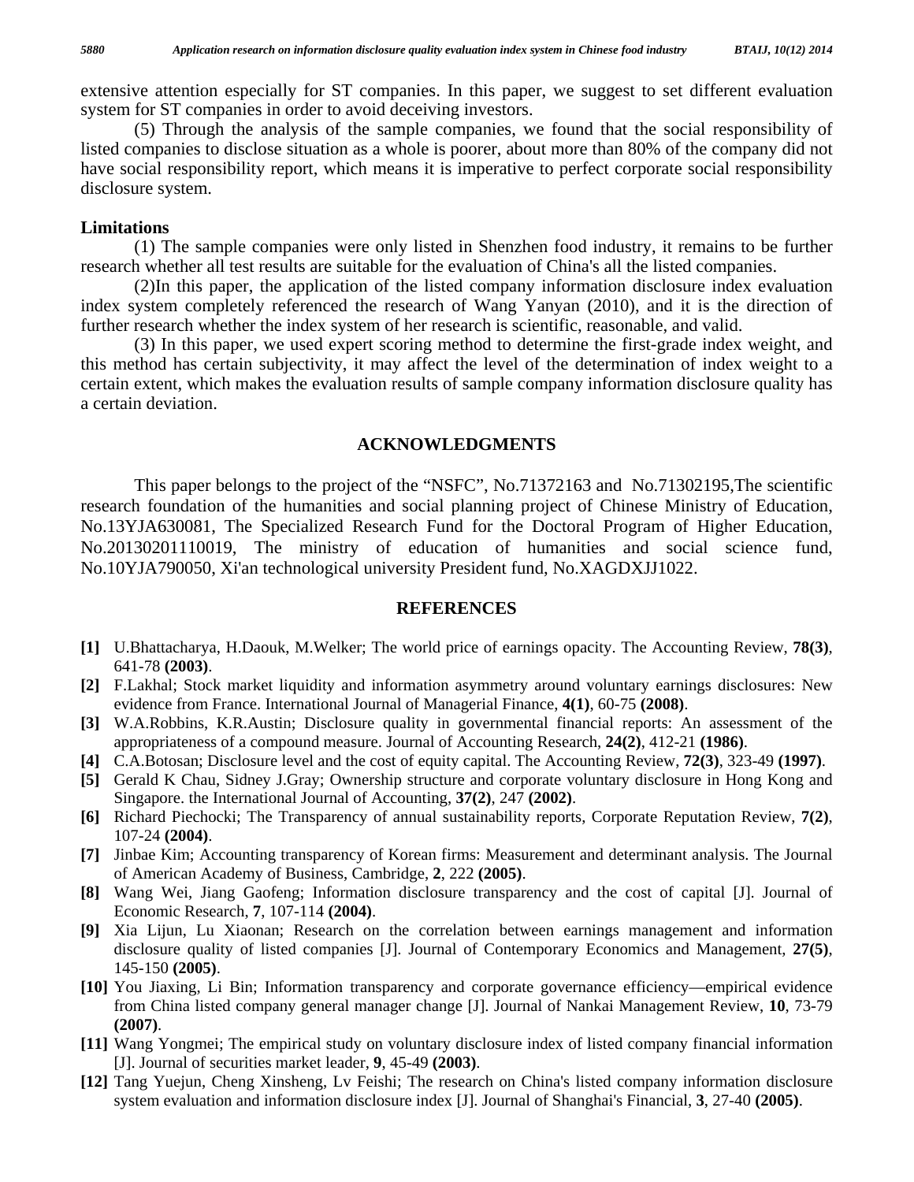extensive attention especially for ST companies. In this paper, we suggest to set different evaluation system for ST companies in order to avoid deceiving investors.

(5) Through the analysis of the sample companies, we found that the social responsibility of listed companies to disclose situation as a whole is poorer, about more than 80% of the company did not have social responsibility report, which means it is imperative to perfect corporate social responsibility disclosure system.

### Limitations

(1) The sample companies were only listed in Shenzhen food industry, it remains to be further research whether all test results are suitable for the evaluation of China's all the listed companies.

(2)In this paper, the application of the listed company information disclosure index evaluation index system completely referenced the research of Wang Yanyan (2010), and it is the direction of further research whether the index system of her research is scientific, reasonable, and valid.

(3) In this paper, we used expert scoring method to determine the first-grade index weight, and this method has certain subjectivity, it may affect the level of the determination of index weight to a certain extent, which makes the evaluation results of sample company information disclosure quality has a certain deviation.

## ACKNOWLEDGMENTS

This paper belongs to the project of the "NSFC", No.71372163 and No.71302195,The scientific research foundation of the humanities and social planning project of Chinese Ministry of Education, No.13YJA630081, The Specialized Research Fund for the Doctoral Program of Higher Education, No.20130201110019, The ministry of education of humanities and social science fund, No.10YJA790050, Xi'an technological university President fund, No.XAGDXJJ1022.

## REFERENCES

**[1]** U.Bhattacharya, H.Daouk, M.Welker; The world price of earnings opacity. The Accounting Review, **78(3)**, 641-78 **(2003)**.

**[2]** F.Lakhal; Stock market liquidity and information asymmetry around voluntary earnings disclosures: New evidence from France. International Journal of Managerial Finance, **4(1)**, 60-75 **(2008)**.

**[3]** W.A.Robbins, K.R.Austin; Disclosure quality in governmental financial reports: An assessment of the appropriateness of a compound measure. Journal of Accounting Research, **24(2)**, 412-21 **(1986)**.

**[4]** C.A.Botosan; Disclosure level and the cost of equity capital. The Accounting Review, **72(3)**, 323-49 **(1997)**.

**[5]** Gerald K Chau, Sidney J.Gray; Ownership structure and corporate voluntary disclosure in Hong Kong and Singapore. the International Journal of Accounting, **37(2)**, 247 **(2002)**.

**[6]** Richard Piechocki; The Transparency of annual sustainability reports, Corporate Reputation Review, **7(2)**, 107-24 **(2004)**.

**[7]** Jinbae Kim; Accounting transparency of Korean firms: Measurement and determinant analysis. The Journal of American Academy of Business, Cambridge, **2**, 222 **(2005)**.

**[8]** Wang Wei, Jiang Gaofeng; Information disclosure transparency and the cost of capital [J]. Journal of Economic Research, **7**, 107-114 **(2004)**.

**[9]** Xia Lijun, Lu Xiaonan; Research on the correlation between earnings management and information disclosure quality of listed companies [J]. Journal of Contemporary Economics and Management, **27(5)**, 145-150 **(2005)**.

**[10]** You Jiaxing, Li Bin; Information transparency and corporate governance efficiency—empirical evidence from China listed company general manager change [J]. Journal of Nankai Management Review, **10**, 73-79 **(2007)**.

**[11]** Wang Yongmei; The empirical study on voluntary disclosure index of listed company financial information [J]. Journal of securities market leader, **9**, 45-49 **(2003)**.

**[12]** Tang Yuejun, Cheng Xinsheng, Lv Feishi; The research on China's listed company information disclosure system evaluation and information disclosure index [J]. Journal of Shanghai's Financial, **3**, 27-40 **(2005)**.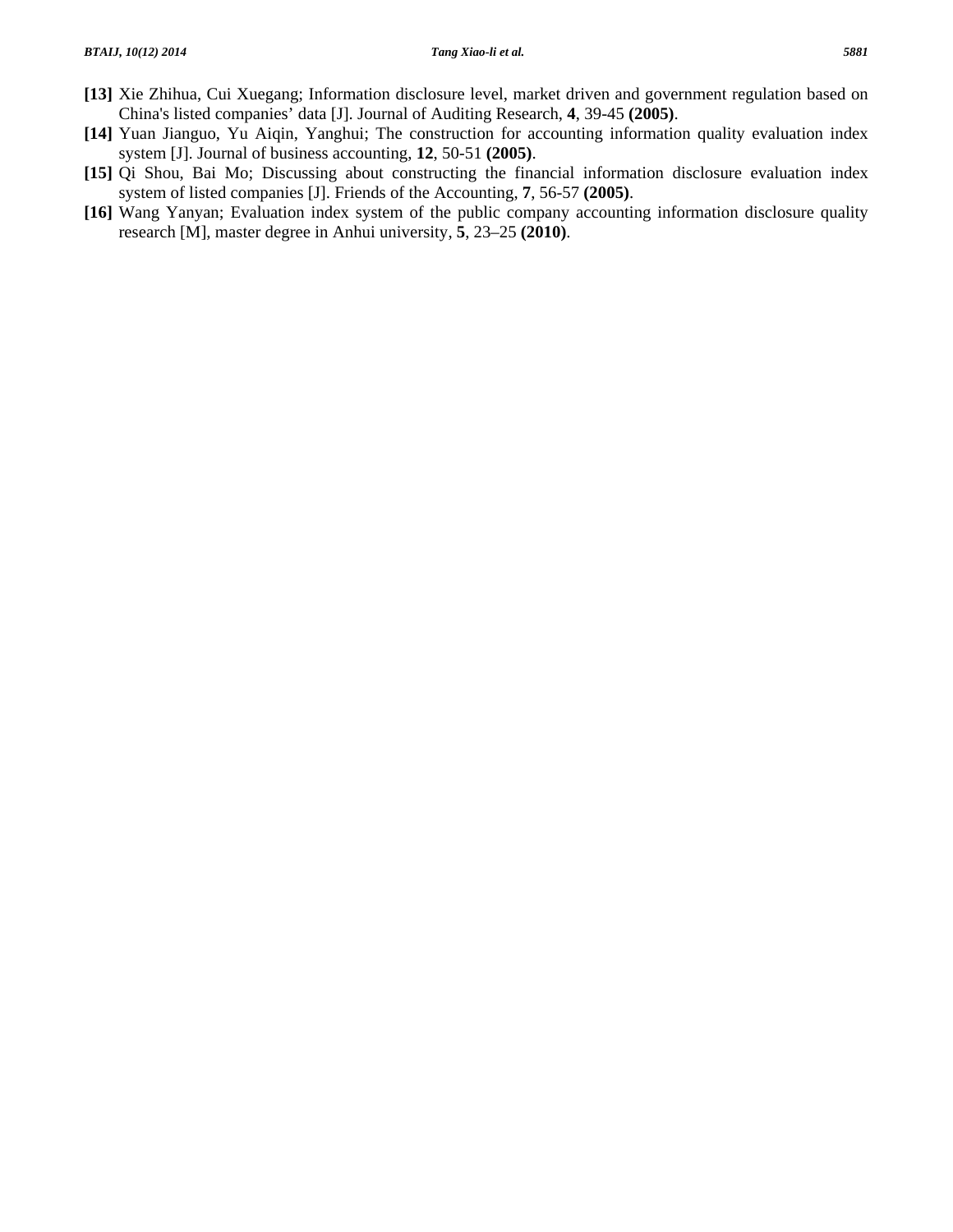**[13]** Xie Zhihua, Cui Xuegang; Information disclosure level, market driven and government regulation based on China's listed companies' data [J]. Journal of Auditing Research, **4**, 39-45 **(2005)**.

**[14]** Yuan Jianguo, Yu Aiqin, Yanghui; The construction for accounting information quality evaluation index system [J]. Journal of business accounting, **12**, 50-51 **(2005)**.

**[15]** Qi Shou, Bai Mo; Discussing about constructing the financial information disclosure evaluation index system of listed companies [J]. Friends of the Accounting, **7**, 56-57 **(2005)**.

**[16]** Wang Yanyan; Evaluation index system of the public company accounting information disclosure quality research [M], master degree in Anhui university, **5**, 23–25 **(2010)**.